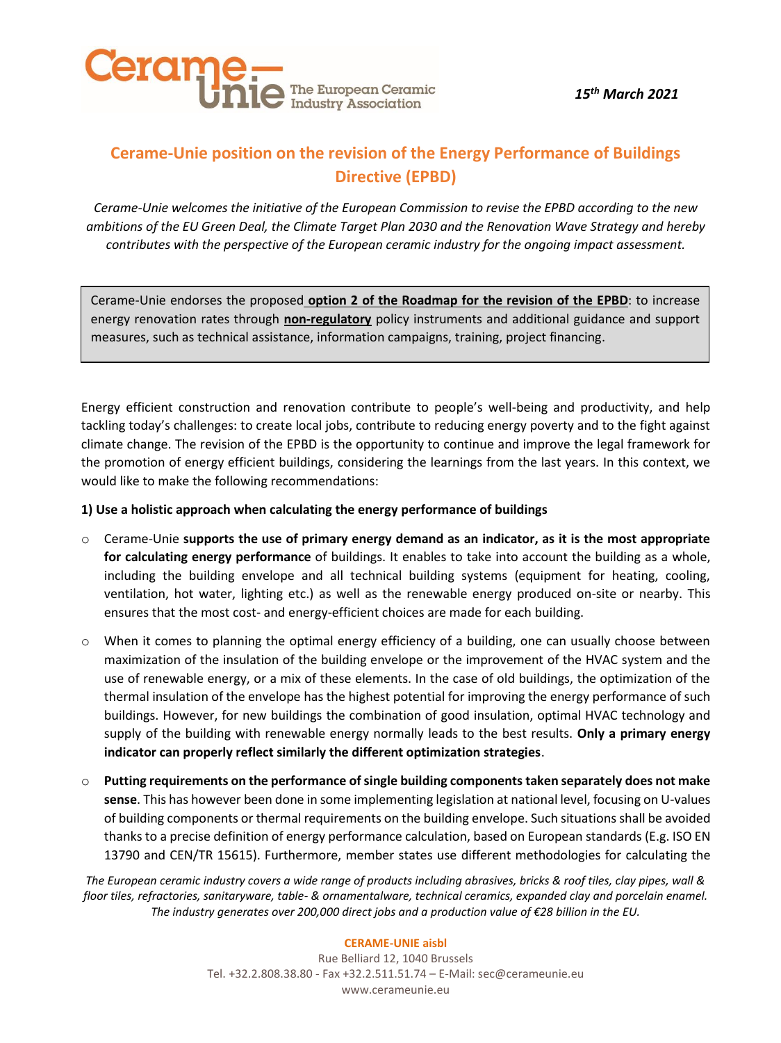*15th March 2021*

# Cerame-Unie position on the revision of the Energy Performance of Buildings Directive (EPBD)

*Cerame-Unie welcomes the initiative of the European Commission to revise the EPBD according to the new ambitions of the EU Green Deal, the Climate Target Plan 2030 and the Renovation Wave Strategy and hereby contributes with the perspective of the European ceramic industry for the ongoing impact assessment.*

> Cerame-Unie endorses the proposed **option 2 of the Roadmap for the revision of the EPBD**: to increase energy renovation rates through **non-regulatory** policy instruments and additional guidance and support measures, such as technical assistance, information campaigns, training, project financing.

Energy efficient construction and renovation contribute to people's well-being and productivity, and help tackling today's challenges: to create local jobs, contribute to reducing energy poverty and to the fight against climate change. The revision of the EPBD is the opportunity to continue and improve the legal framework for the promotion of energy efficient buildings, considering the learnings from the last years. In this context, we would like to make the following recommendations:

**1) Use a holistic approach when calculating the energy performance of buildings**

- Cerame-Unie **supports the use of primary energy demand as an indicator, as it is the most appropriate for calculating energy performance** of buildings. It enables to take into account the building as a whole, including the building envelope and all technical building systems (equipment for heating, cooling, ventilation, hot water, lighting etc.) as well as the renewable energy produced on-site or nearby. This ensures that the most cost- and energy-efficient choices are made for each building.
- When it comes to planning the optimal energy efficiency of a building, one can usually choose between maximization of the insulation of the building envelope or the improvement of the HVAC system and the use of renewable energy, or a mix of these elements. In the case of old buildings, the optimization of the thermal insulation of the envelope has the highest potential for improving the energy performance of such buildings. However, for new buildings the combination of good insulation, optimal HVAC technology and supply of the building with renewable energy normally leads to the best results. **Only a primary energy indicator can properly reflect similarly the different optimization strategies**.
- **Putting requirements on the performance of single building components taken separately does not make sense**. This has however been done in some implementing legislation at national level, focusing on U-values of building components or thermal requirements on the building envelope. Such situations shall be avoided thanks to a precise definition of energy performance calculation, based on European standards (E.g. ISO EN 13790 and CEN/TR 15615). Furthermore, member states use different methodologies for calculating the

*The European ceramic industry covers a wide range of products including abrasives, bricks & roof tiles, clay pipes, wall & floor tiles, refractories, sanitaryware, table- & ornamentalware, technical ceramics, expanded clay and porcelain enamel. The industry generates over 200,000 direct jobs and a production value of €28 billion in the EU.*

**CERAME-UNIE aisbl**
Rue Belliard 12, 1040 Brussels
Tel. +32.2.808.38.80 - Fax +32.2.511.51.74 – E-Mail: sec@cerameunie.eu
www.cerameunie.eu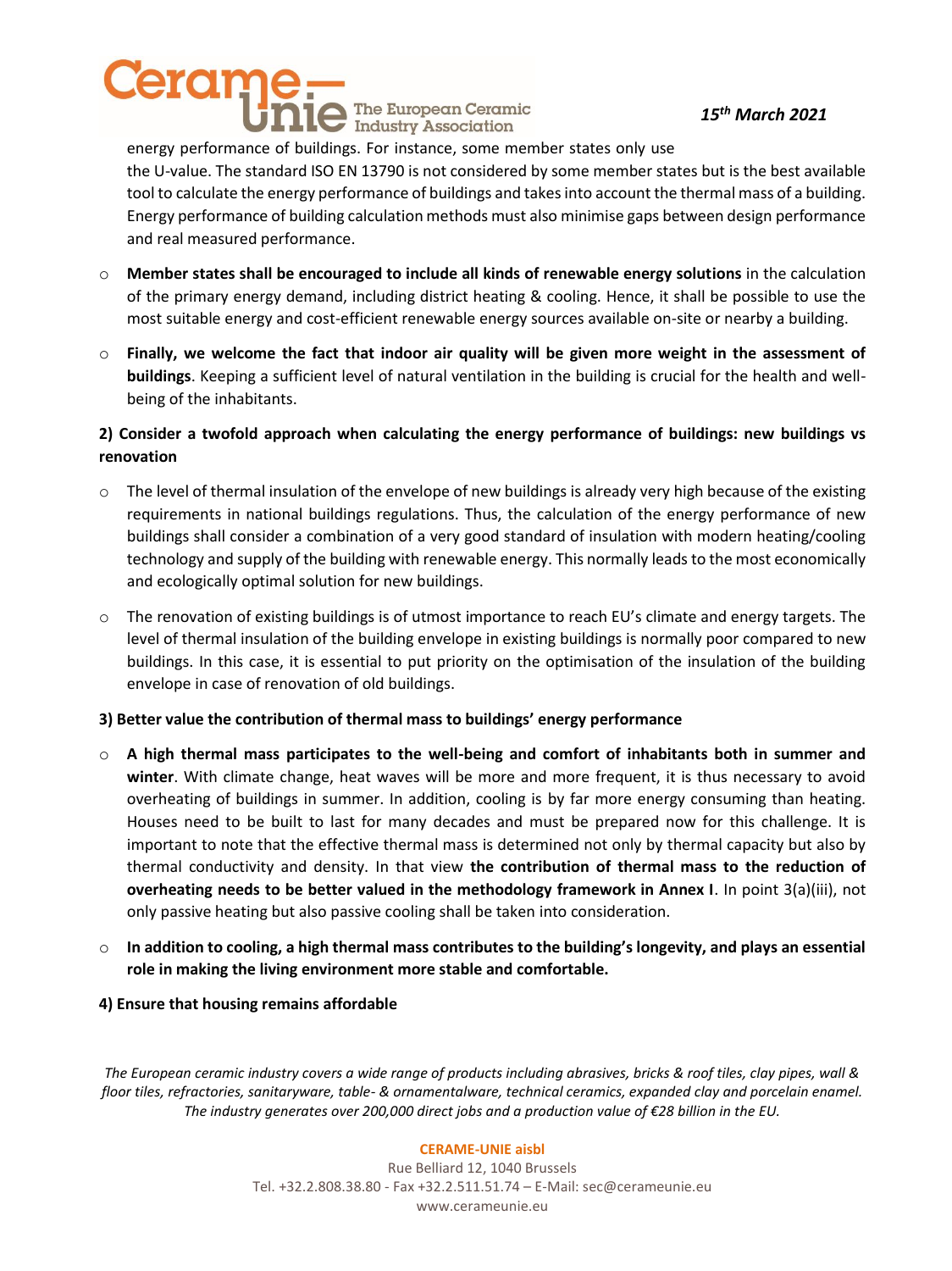energy performance of buildings. For instance, some member states only use the U-value. The standard ISO EN 13790 is not considered by some member states but is the best available tool to calculate the energy performance of buildings and takes into account the thermal mass of a building. Energy performance of building calculation methods must also minimise gaps between design performance and real measured performance.

- **Member states shall be encouraged to include all kinds of renewable energy solutions** in the calculation of the primary energy demand, including district heating & cooling. Hence, it shall be possible to use the most suitable energy and cost-efficient renewable energy sources available on-site or nearby a building.
- **Finally, we welcome the fact that indoor air quality will be given more weight in the assessment of buildings**. Keeping a sufficient level of natural ventilation in the building is crucial for the health and well-being of the inhabitants.

**2) Consider a twofold approach when calculating the energy performance of buildings: new buildings vs renovation**

- The level of thermal insulation of the envelope of new buildings is already very high because of the existing requirements in national buildings regulations. Thus, the calculation of the energy performance of new buildings shall consider a combination of a very good standard of insulation with modern heating/cooling technology and supply of the building with renewable energy. This normally leads to the most economically and ecologically optimal solution for new buildings.
- The renovation of existing buildings is of utmost importance to reach EU's climate and energy targets. The level of thermal insulation of the building envelope in existing buildings is normally poor compared to new buildings. In this case, it is essential to put priority on the optimisation of the insulation of the building envelope in case of renovation of old buildings.

**3) Better value the contribution of thermal mass to buildings' energy performance**

- **A high thermal mass participates to the well-being and comfort of inhabitants both in summer and winter**. With climate change, heat waves will be more and more frequent, it is thus necessary to avoid overheating of buildings in summer. In addition, cooling is by far more energy consuming than heating. Houses need to be built to last for many decades and must be prepared now for this challenge. It is important to note that the effective thermal mass is determined not only by thermal capacity but also by thermal conductivity and density. In that view **the contribution of thermal mass to the reduction of overheating needs to be better valued in the methodology framework in Annex I**. In point 3(a)(iii), not only passive heating but also passive cooling shall be taken into consideration.
- **In addition to cooling, a high thermal mass contributes to the building's longevity, and plays an essential role in making the living environment more stable and comfortable.**

**4) Ensure that housing remains affordable**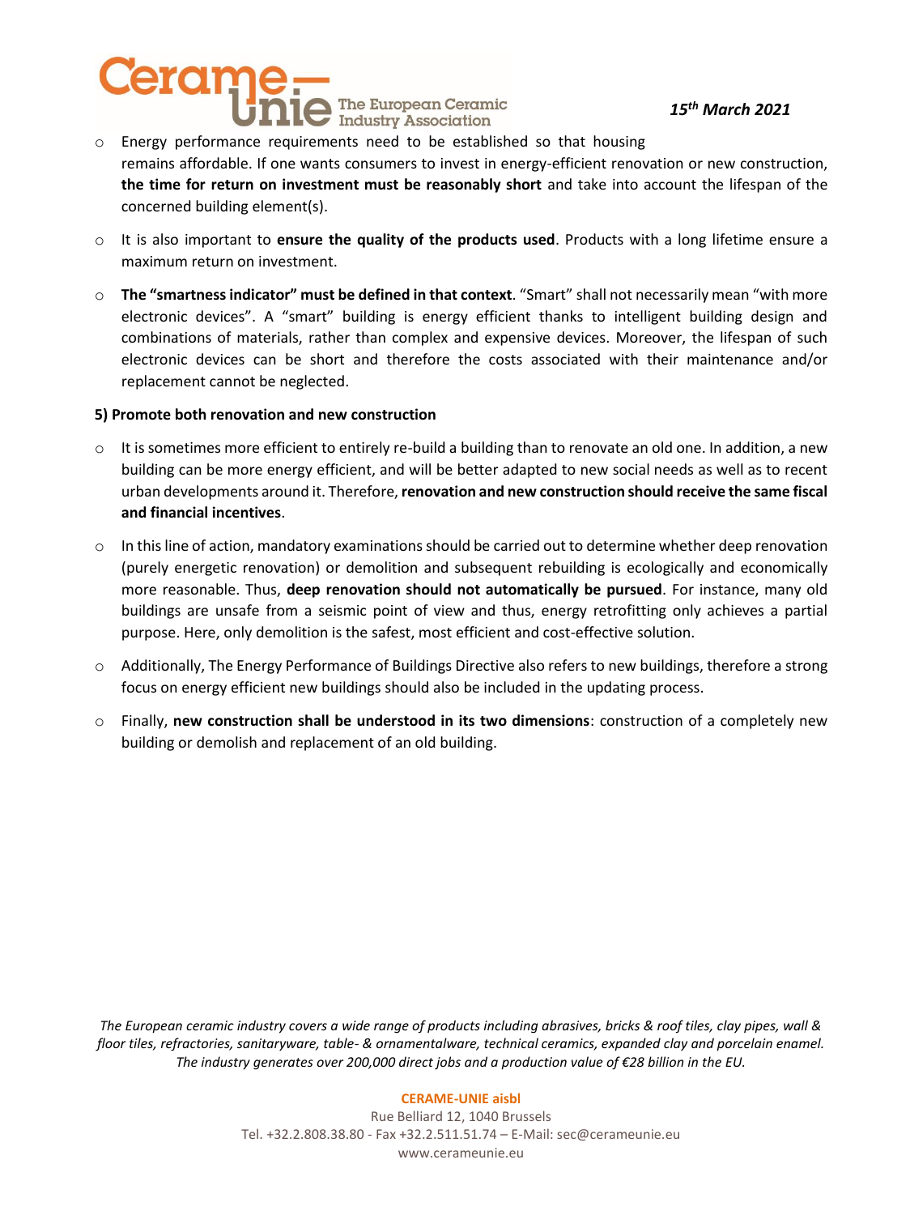- Energy performance requirements need to be established so that housing remains affordable. If one wants consumers to invest in energy-efficient renovation or new construction, **the time for return on investment must be reasonably short** and take into account the lifespan of the concerned building element(s).
- It is also important to **ensure the quality of the products used**. Products with a long lifetime ensure a maximum return on investment.
- **The "smartness indicator" must be defined in that context**. "Smart" shall not necessarily mean "with more electronic devices". A "smart" building is energy efficient thanks to intelligent building design and combinations of materials, rather than complex and expensive devices. Moreover, the lifespan of such electronic devices can be short and therefore the costs associated with their maintenance and/or replacement cannot be neglected.

**5) Promote both renovation and new construction**

- It is sometimes more efficient to entirely re-build a building than to renovate an old one. In addition, a new building can be more energy efficient, and will be better adapted to new social needs as well as to recent urban developments around it. Therefore, **renovation and new construction should receive the same fiscal and financial incentives**.
- In this line of action, mandatory examinations should be carried out to determine whether deep renovation (purely energetic renovation) or demolition and subsequent rebuilding is ecologically and economically more reasonable. Thus, **deep renovation should not automatically be pursued**. For instance, many old buildings are unsafe from a seismic point of view and thus, energy retrofitting only achieves a partial purpose. Here, only demolition is the safest, most efficient and cost-effective solution.
- Additionally, The Energy Performance of Buildings Directive also refers to new buildings, therefore a strong focus on energy efficient new buildings should also be included in the updating process.
- Finally, **new construction shall be understood in its two dimensions**: construction of a completely new building or demolish and replacement of an old building.